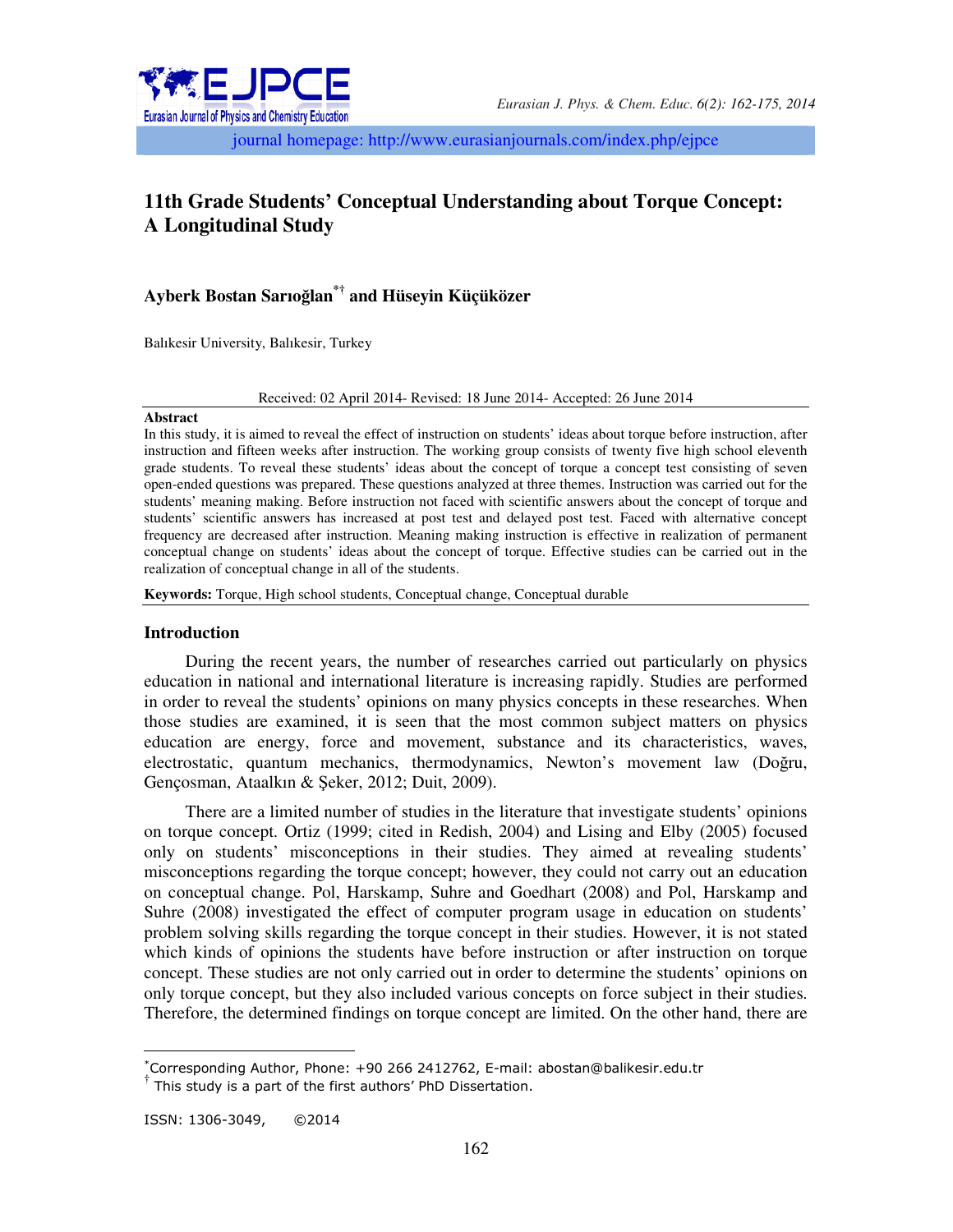# 11th Grade Students' Conceptual Understanding about Torque Concept: A Longitudinal Study

**Ayberk Bostan Sarıoğlan[*†] and Hüseyin Küçüközer**

Balıkesir University, Balıkesir, Turkey

Received: 02 April 2014- Revised: 18 June 2014- Accepted: 26 June 2014

**Abstract**

In this study, it is aimed to reveal the effect of instruction on students' ideas about torque before instruction, after instruction and fifteen weeks after instruction. The working group consists of twenty five high school eleventh grade students. To reveal these students' ideas about the concept of torque a concept test consisting of seven open-ended questions was prepared. These questions analyzed at three themes. Instruction was carried out for the students' meaning making. Before instruction not faced with scientific answers about the concept of torque and students' scientific answers has increased at post test and delayed post test. Faced with alternative concept frequency are decreased after instruction. Meaning making instruction is effective in realization of permanent conceptual change on students' ideas about the concept of torque. Effective studies can be carried out in the realization of conceptual change in all of the students.

**Keywords:** Torque, High school students, Conceptual change, Conceptual durable

## Introduction

During the recent years, the number of researches carried out particularly on physics education in national and international literature is increasing rapidly. Studies are performed in order to reveal the students' opinions on many physics concepts in these researches. When those studies are examined, it is seen that the most common subject matters on physics education are energy, force and movement, substance and its characteristics, waves, electrostatic, quantum mechanics, thermodynamics, Newton's movement law (Doğru, Gençosman, Ataalkın & Şeker, 2012; Duit, 2009).

There are a limited number of studies in the literature that investigate students' opinions on torque concept. Ortiz (1999; cited in Redish, 2004) and Lising and Elby (2005) focused only on students' misconceptions in their studies. They aimed at revealing students' misconceptions regarding the torque concept; however, they could not carry out an education on conceptual change. Pol, Harskamp, Suhre and Goedhart (2008) and Pol, Harskamp and Suhre (2008) investigated the effect of computer program usage in education on students' problem solving skills regarding the torque concept in their studies. However, it is not stated which kinds of opinions the students have before instruction or after instruction on torque concept. These studies are not only carried out in order to determine the students' opinions on only torque concept, but they also included various concepts on force subject in their studies. Therefore, the determined findings on torque concept are limited. On the other hand, there are

---

[*] Corresponding Author, Phone: +90 266 2412762, E-mail: abostan@balikesir.edu.tr

[†] This study is a part of the first authors' PhD Dissertation.

ISSN: 1306-3049, ©2014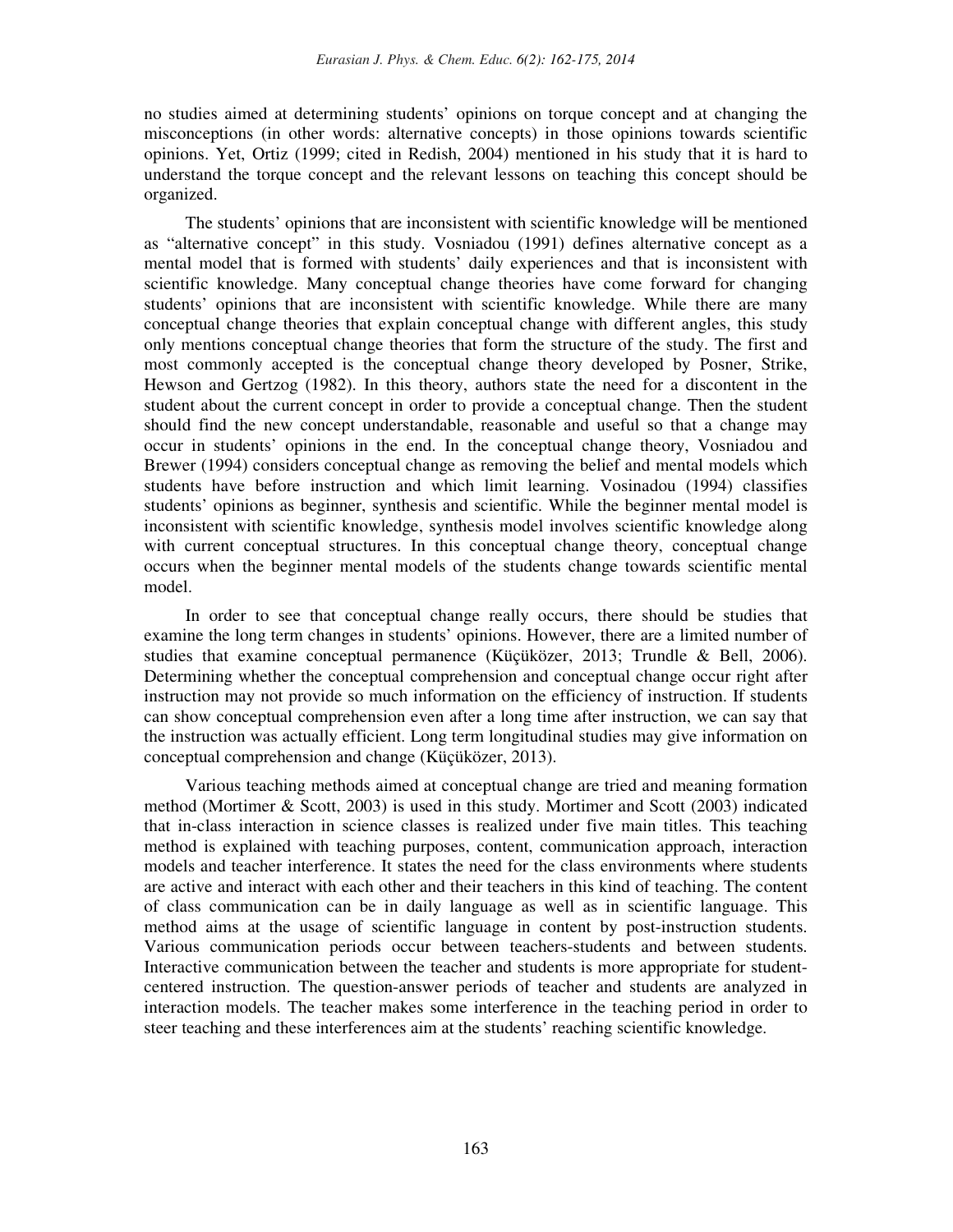no studies aimed at determining students' opinions on torque concept and at changing the misconceptions (in other words: alternative concepts) in those opinions towards scientific opinions. Yet, Ortiz (1999; cited in Redish, 2004) mentioned in his study that it is hard to understand the torque concept and the relevant lessons on teaching this concept should be organized.

The students' opinions that are inconsistent with scientific knowledge will be mentioned as "alternative concept" in this study. Vosniadou (1991) defines alternative concept as a mental model that is formed with students' daily experiences and that is inconsistent with scientific knowledge. Many conceptual change theories have come forward for changing students' opinions that are inconsistent with scientific knowledge. While there are many conceptual change theories that explain conceptual change with different angles, this study only mentions conceptual change theories that form the structure of the study. The first and most commonly accepted is the conceptual change theory developed by Posner, Strike, Hewson and Gertzog (1982). In this theory, authors state the need for a discontent in the student about the current concept in order to provide a conceptual change. Then the student should find the new concept understandable, reasonable and useful so that a change may occur in students' opinions in the end. In the conceptual change theory, Vosniadou and Brewer (1994) considers conceptual change as removing the belief and mental models which students have before instruction and which limit learning. Vosinadou (1994) classifies students' opinions as beginner, synthesis and scientific. While the beginner mental model is inconsistent with scientific knowledge, synthesis model involves scientific knowledge along with current conceptual structures. In this conceptual change theory, conceptual change occurs when the beginner mental models of the students change towards scientific mental model.

In order to see that conceptual change really occurs, there should be studies that examine the long term changes in students' opinions. However, there are a limited number of studies that examine conceptual permanence (Küçüközer, 2013; Trundle & Bell, 2006). Determining whether the conceptual comprehension and conceptual change occur right after instruction may not provide so much information on the efficiency of instruction. If students can show conceptual comprehension even after a long time after instruction, we can say that the instruction was actually efficient. Long term longitudinal studies may give information on conceptual comprehension and change (Küçüközer, 2013).

Various teaching methods aimed at conceptual change are tried and meaning formation method (Mortimer & Scott, 2003) is used in this study. Mortimer and Scott (2003) indicated that in-class interaction in science classes is realized under five main titles. This teaching method is explained with teaching purposes, content, communication approach, interaction models and teacher interference. It states the need for the class environments where students are active and interact with each other and their teachers in this kind of teaching. The content of class communication can be in daily language as well as in scientific language. This method aims at the usage of scientific language in content by post-instruction students. Various communication periods occur between teachers-students and between students. Interactive communication between the teacher and students is more appropriate for student-centered instruction. The question-answer periods of teacher and students are analyzed in interaction models. The teacher makes some interference in the teaching period in order to steer teaching and these interferences aim at the students' reaching scientific knowledge.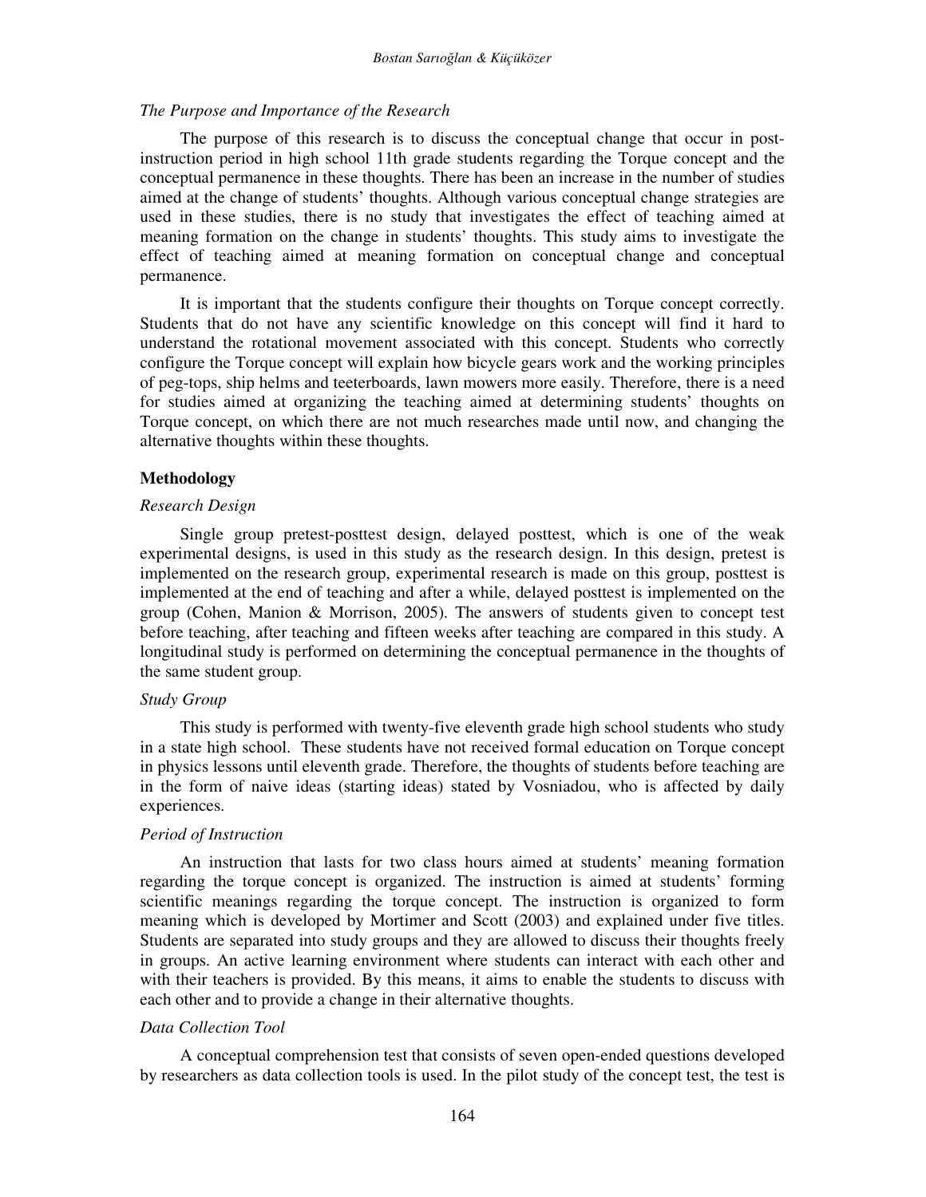*The Purpose and Importance of the Research*

The purpose of this research is to discuss the conceptual change that occur in post-instruction period in high school 11th grade students regarding the Torque concept and the conceptual permanence in these thoughts. There has been an increase in the number of studies aimed at the change of students' thoughts. Although various conceptual change strategies are used in these studies, there is no study that investigates the effect of teaching aimed at meaning formation on the change in students' thoughts. This study aims to investigate the effect of teaching aimed at meaning formation on conceptual change and conceptual permanence.

It is important that the students configure their thoughts on Torque concept correctly. Students that do not have any scientific knowledge on this concept will find it hard to understand the rotational movement associated with this concept. Students who correctly configure the Torque concept will explain how bicycle gears work and the working principles of peg-tops, ship helms and teeterboards, lawn mowers more easily. Therefore, there is a need for studies aimed at organizing the teaching aimed at determining students' thoughts on Torque concept, on which there are not much researches made until now, and changing the alternative thoughts within these thoughts.

## Methodology

*Research Design*

Single group pretest-posttest design, delayed posttest, which is one of the weak experimental designs, is used in this study as the research design. In this design, pretest is implemented on the research group, experimental research is made on this group, posttest is implemented at the end of teaching and after a while, delayed posttest is implemented on the group (Cohen, Manion & Morrison, 2005). The answers of students given to concept test before teaching, after teaching and fifteen weeks after teaching are compared in this study. A longitudinal study is performed on determining the conceptual permanence in the thoughts of the same student group.

*Study Group*

This study is performed with twenty-five eleventh grade high school students who study in a state high school. These students have not received formal education on Torque concept in physics lessons until eleventh grade. Therefore, the thoughts of students before teaching are in the form of naive ideas (starting ideas) stated by Vosniadou, who is affected by daily experiences.

*Period of Instruction*

An instruction that lasts for two class hours aimed at students' meaning formation regarding the torque concept is organized. The instruction is aimed at students' forming scientific meanings regarding the torque concept. The instruction is organized to form meaning which is developed by Mortimer and Scott (2003) and explained under five titles. Students are separated into study groups and they are allowed to discuss their thoughts freely in groups. An active learning environment where students can interact with each other and with their teachers is provided. By this means, it aims to enable the students to discuss with each other and to provide a change in their alternative thoughts.

*Data Collection Tool*

A conceptual comprehension test that consists of seven open-ended questions developed by researchers as data collection tools is used. In the pilot study of the concept test, the test is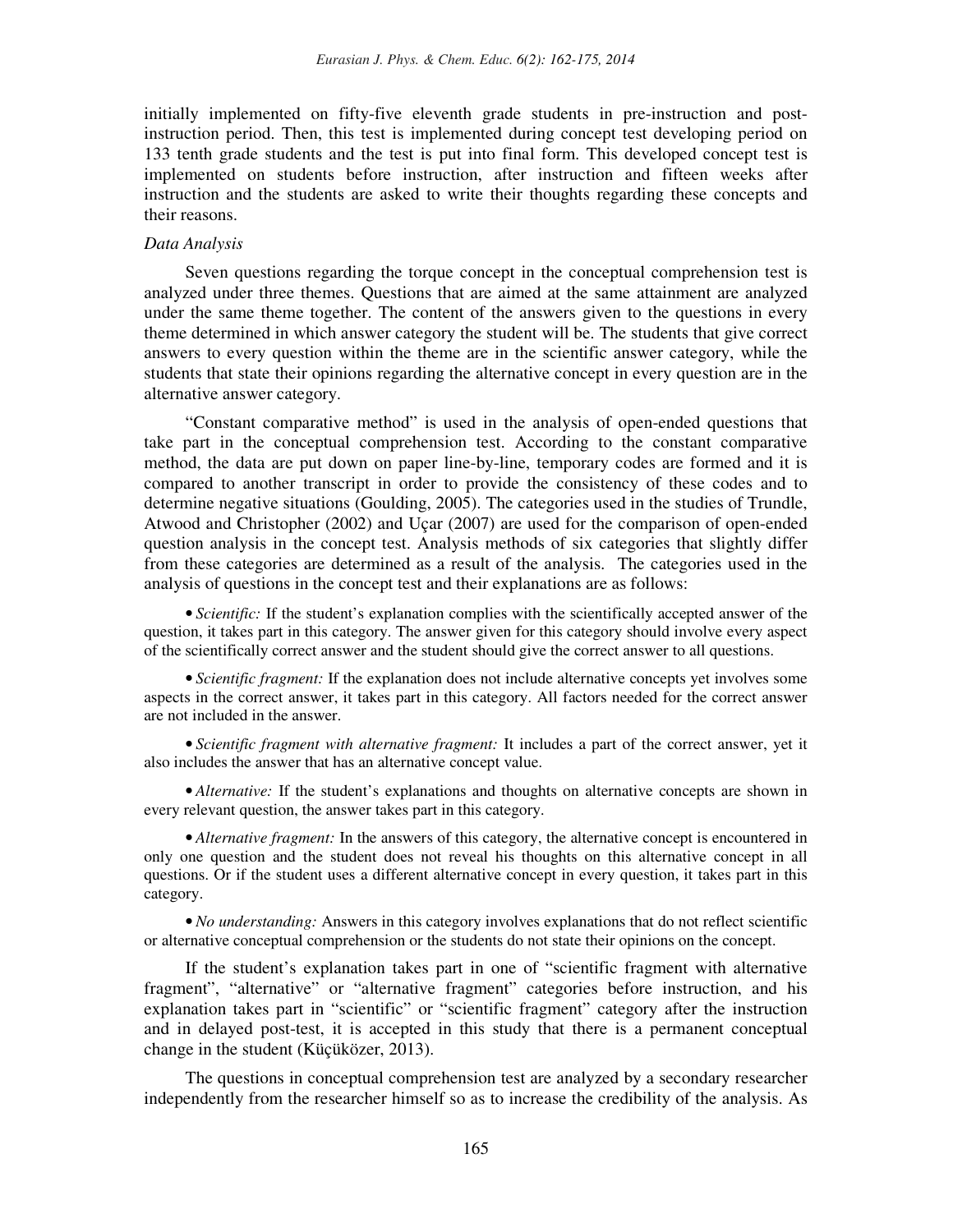initially implemented on fifty-five eleventh grade students in pre-instruction and post-instruction period. Then, this test is implemented during concept test developing period on 133 tenth grade students and the test is put into final form. This developed concept test is implemented on students before instruction, after instruction and fifteen weeks after instruction and the students are asked to write their thoughts regarding these concepts and their reasons.

*Data Analysis*

Seven questions regarding the torque concept in the conceptual comprehension test is analyzed under three themes. Questions that are aimed at the same attainment are analyzed under the same theme together. The content of the answers given to the questions in every theme determined in which answer category the student will be. The students that give correct answers to every question within the theme are in the scientific answer category, while the students that state their opinions regarding the alternative concept in every question are in the alternative answer category.

"Constant comparative method" is used in the analysis of open-ended questions that take part in the conceptual comprehension test. According to the constant comparative method, the data are put down on paper line-by-line, temporary codes are formed and it is compared to another transcript in order to provide the consistency of these codes and to determine negative situations (Goulding, 2005). The categories used in the studies of Trundle, Atwood and Christopher (2002) and Uçar (2007) are used for the comparison of open-ended question analysis in the concept test. Analysis methods of six categories that slightly differ from these categories are determined as a result of the analysis. The categories used in the analysis of questions in the concept test and their explanations are as follows:

- *Scientific:* If the student's explanation complies with the scientifically accepted answer of the question, it takes part in this category. The answer given for this category should involve every aspect of the scientifically correct answer and the student should give the correct answer to all questions.

- *Scientific fragment:* If the explanation does not include alternative concepts yet involves some aspects in the correct answer, it takes part in this category. All factors needed for the correct answer are not included in the answer.

- *Scientific fragment with alternative fragment:* It includes a part of the correct answer, yet it also includes the answer that has an alternative concept value.

- *Alternative:* If the student's explanations and thoughts on alternative concepts are shown in every relevant question, the answer takes part in this category.

- *Alternative fragment:* In the answers of this category, the alternative concept is encountered in only one question and the student does not reveal his thoughts on this alternative concept in all questions. Or if the student uses a different alternative concept in every question, it takes part in this category.

- *No understanding:* Answers in this category involves explanations that do not reflect scientific or alternative conceptual comprehension or the students do not state their opinions on the concept.

If the student's explanation takes part in one of "scientific fragment with alternative fragment", "alternative" or "alternative fragment" categories before instruction, and his explanation takes part in "scientific" or "scientific fragment" category after the instruction and in delayed post-test, it is accepted in this study that there is a permanent conceptual change in the student (Küçüközer, 2013).

The questions in conceptual comprehension test are analyzed by a secondary researcher independently from the researcher himself so as to increase the credibility of the analysis. As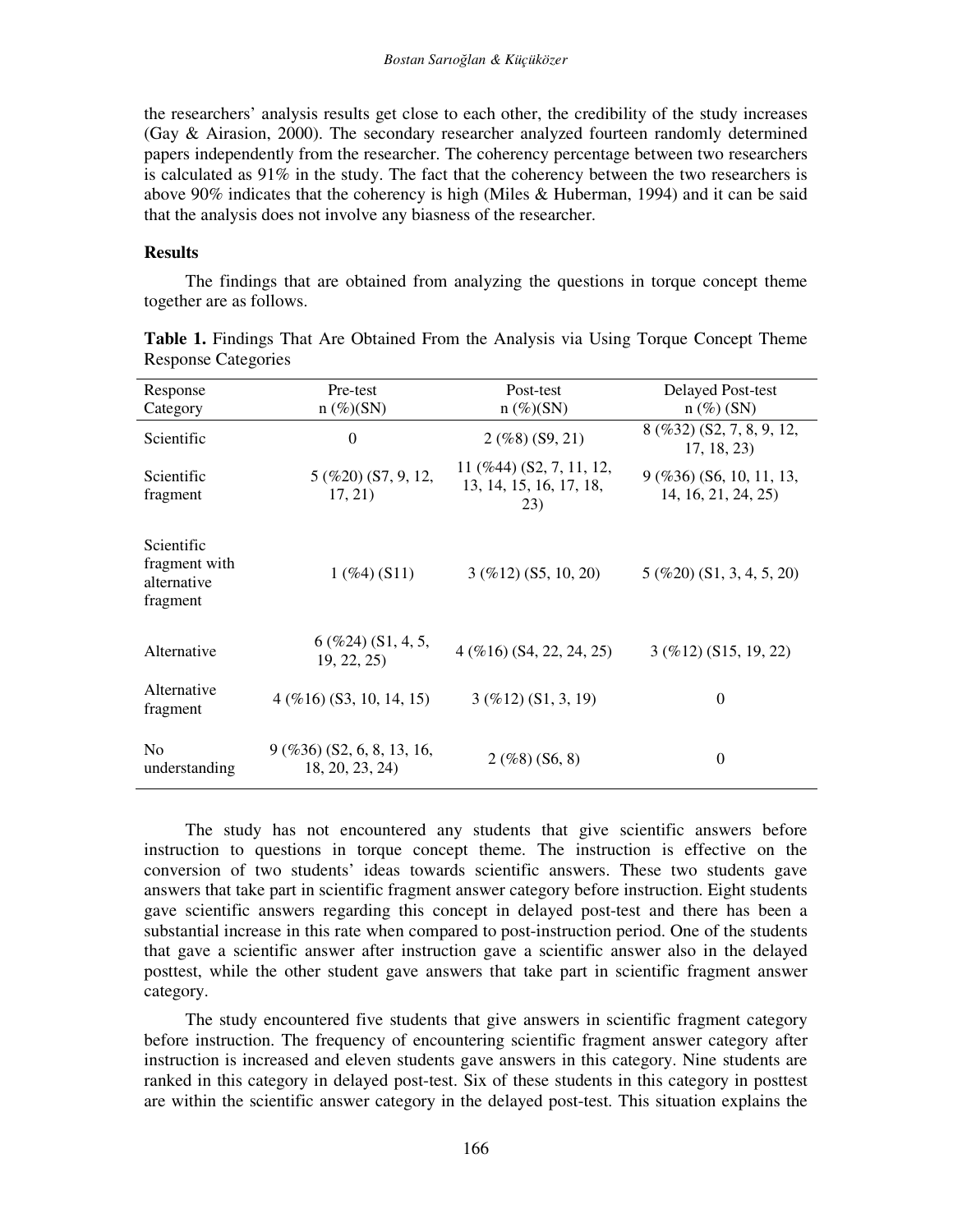the researchers' analysis results get close to each other, the credibility of the study increases (Gay & Airasion, 2000). The secondary researcher analyzed fourteen randomly determined papers independently from the researcher. The coherency percentage between two researchers is calculated as 91% in the study. The fact that the coherency between the two researchers is above 90% indicates that the coherency is high (Miles & Huberman, 1994) and it can be said that the analysis does not involve any biasness of the researcher.

## Results

The findings that are obtained from analyzing the questions in torque concept theme together are as follows.

**Table 1.** Findings That Are Obtained From the Analysis via Using Torque Concept Theme Response Categories

| Response Category | Pre-test n (%)(SN) | Post-test n (%)(SN) | Delayed Post-test n (%) (SN) |
|---|---|---|---|
| Scientific | 0 | 2 (%8) (S9, 21) | 8 (%32) (S2, 7, 8, 9, 12, 17, 18, 23) |
| Scientific fragment | 5 (%20) (S7, 9, 12, 17, 21) | 11 (%44) (S2, 7, 11, 12, 13, 14, 15, 16, 17, 18, 23) | 9 (%36) (S6, 10, 11, 13, 14, 16, 21, 24, 25) |
| Scientific fragment with alternative fragment | 1 (%4) (S11) | 3 (%12) (S5, 10, 20) | 5 (%20) (S1, 3, 4, 5, 20) |
| Alternative | 6 (%24) (S1, 4, 5, 19, 22, 25) | 4 (%16) (S4, 22, 24, 25) | 3 (%12) (S15, 19, 22) |
| Alternative fragment | 4 (%16) (S3, 10, 14, 15) | 3 (%12) (S1, 3, 19) | 0 |
| No understanding | 9 (%36) (S2, 6, 8, 13, 16, 18, 20, 23, 24) | 2 (%8) (S6, 8) | 0 |

The study has not encountered any students that give scientific answers before instruction to questions in torque concept theme. The instruction is effective on the conversion of two students' ideas towards scientific answers. These two students gave answers that take part in scientific fragment answer category before instruction. Eight students gave scientific answers regarding this concept in delayed post-test and there has been a substantial increase in this rate when compared to post-instruction period. One of the students that gave a scientific answer after instruction gave a scientific answer also in the delayed posttest, while the other student gave answers that take part in scientific fragment answer category.

The study encountered five students that give answers in scientific fragment category before instruction. The frequency of encountering scientific fragment answer category after instruction is increased and eleven students gave answers in this category. Nine students are ranked in this category in delayed post-test. Six of these students in this category in posttest are within the scientific answer category in the delayed post-test. This situation explains the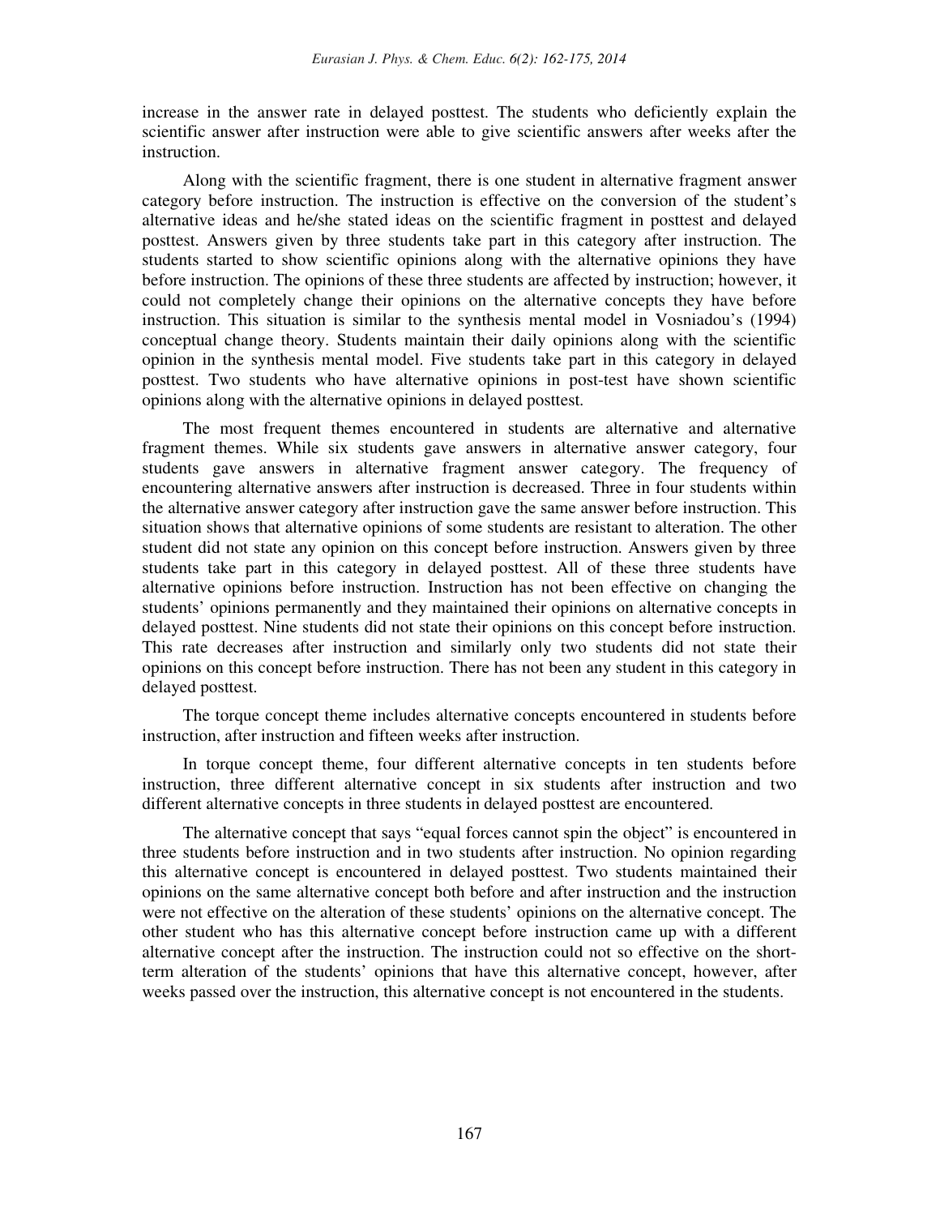increase in the answer rate in delayed posttest. The students who deficiently explain the scientific answer after instruction were able to give scientific answers after weeks after the instruction.

Along with the scientific fragment, there is one student in alternative fragment answer category before instruction. The instruction is effective on the conversion of the student's alternative ideas and he/she stated ideas on the scientific fragment in posttest and delayed posttest. Answers given by three students take part in this category after instruction. The students started to show scientific opinions along with the alternative opinions they have before instruction. The opinions of these three students are affected by instruction; however, it could not completely change their opinions on the alternative concepts they have before instruction. This situation is similar to the synthesis mental model in Vosniadou's (1994) conceptual change theory. Students maintain their daily opinions along with the scientific opinion in the synthesis mental model. Five students take part in this category in delayed posttest. Two students who have alternative opinions in post-test have shown scientific opinions along with the alternative opinions in delayed posttest.

The most frequent themes encountered in students are alternative and alternative fragment themes. While six students gave answers in alternative answer category, four students gave answers in alternative fragment answer category. The frequency of encountering alternative answers after instruction is decreased. Three in four students within the alternative answer category after instruction gave the same answer before instruction. This situation shows that alternative opinions of some students are resistant to alteration. The other student did not state any opinion on this concept before instruction. Answers given by three students take part in this category in delayed posttest. All of these three students have alternative opinions before instruction. Instruction has not been effective on changing the students' opinions permanently and they maintained their opinions on alternative concepts in delayed posttest. Nine students did not state their opinions on this concept before instruction. This rate decreases after instruction and similarly only two students did not state their opinions on this concept before instruction. There has not been any student in this category in delayed posttest.

The torque concept theme includes alternative concepts encountered in students before instruction, after instruction and fifteen weeks after instruction.

In torque concept theme, four different alternative concepts in ten students before instruction, three different alternative concept in six students after instruction and two different alternative concepts in three students in delayed posttest are encountered.

The alternative concept that says "equal forces cannot spin the object" is encountered in three students before instruction and in two students after instruction. No opinion regarding this alternative concept is encountered in delayed posttest. Two students maintained their opinions on the same alternative concept both before and after instruction and the instruction were not effective on the alteration of these students' opinions on the alternative concept. The other student who has this alternative concept before instruction came up with a different alternative concept after the instruction. The instruction could not so effective on the short-term alteration of the students' opinions that have this alternative concept, however, after weeks passed over the instruction, this alternative concept is not encountered in the students.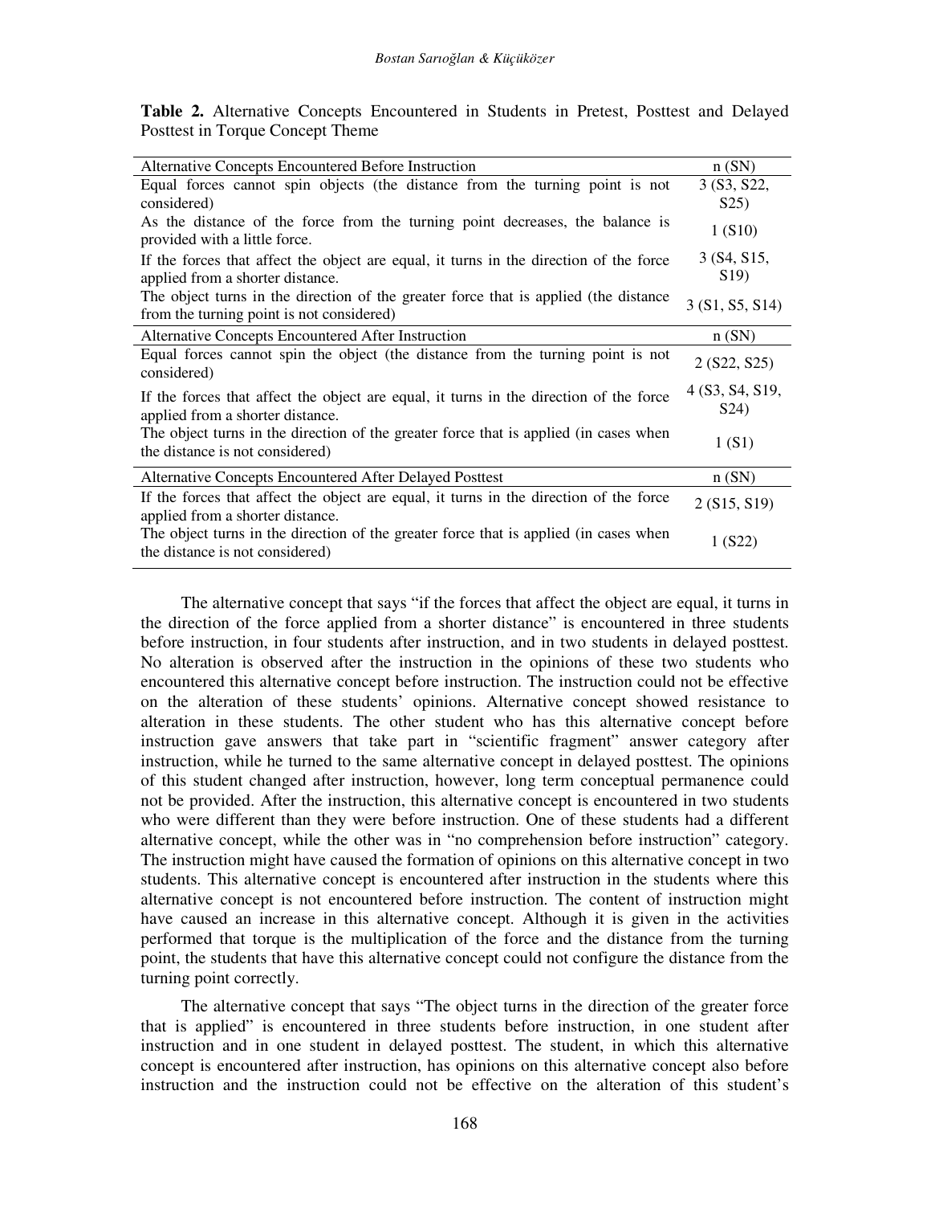**Table 2.** Alternative Concepts Encountered in Students in Pretest, Posttest and Delayed Posttest in Torque Concept Theme

| Alternative Concepts Encountered Before Instruction | n (SN) |
|---|---|
| Equal forces cannot spin objects (the distance from the turning point is not considered) | 3 (S3, S22, S25) |
| As the distance of the force from the turning point decreases, the balance is provided with a little force. | 1 (S10) |
| If the forces that affect the object are equal, it turns in the direction of the force applied from a shorter distance. | 3 (S4, S15, S19) |
| The object turns in the direction of the greater force that is applied (the distance from the turning point is not considered) | 3 (S1, S5, S14) |
| **Alternative Concepts Encountered After Instruction** | **n (SN)** |
| Equal forces cannot spin the object (the distance from the turning point is not considered) | 2 (S22, S25) |
| If the forces that affect the object are equal, it turns in the direction of the force applied from a shorter distance. | 4 (S3, S4, S19, S24) |
| The object turns in the direction of the greater force that is applied (in cases when the distance is not considered) | 1 (S1) |
| **Alternative Concepts Encountered After Delayed Posttest** | **n (SN)** |
| If the forces that affect the object are equal, it turns in the direction of the force applied from a shorter distance. | 2 (S15, S19) |
| The object turns in the direction of the greater force that is applied (in cases when the distance is not considered) | 1 (S22) |

The alternative concept that says "if the forces that affect the object are equal, it turns in the direction of the force applied from a shorter distance" is encountered in three students before instruction, in four students after instruction, and in two students in delayed posttest. No alteration is observed after the instruction in the opinions of these two students who encountered this alternative concept before instruction. The instruction could not be effective on the alteration of these students' opinions. Alternative concept showed resistance to alteration in these students. The other student who has this alternative concept before instruction gave answers that take part in "scientific fragment" answer category after instruction, while he turned to the same alternative concept in delayed posttest. The opinions of this student changed after instruction, however, long term conceptual permanence could not be provided. After the instruction, this alternative concept is encountered in two students who were different than they were before instruction. One of these students had a different alternative concept, while the other was in "no comprehension before instruction" category. The instruction might have caused the formation of opinions on this alternative concept in two students. This alternative concept is encountered after instruction in the students where this alternative concept is not encountered before instruction. The content of instruction might have caused an increase in this alternative concept. Although it is given in the activities performed that torque is the multiplication of the force and the distance from the turning point, the students that have this alternative concept could not configure the distance from the turning point correctly.

The alternative concept that says "The object turns in the direction of the greater force that is applied" is encountered in three students before instruction, in one student after instruction and in one student in delayed posttest. The student, in which this alternative concept is encountered after instruction, has opinions on this alternative concept also before instruction and the instruction could not be effective on the alteration of this student's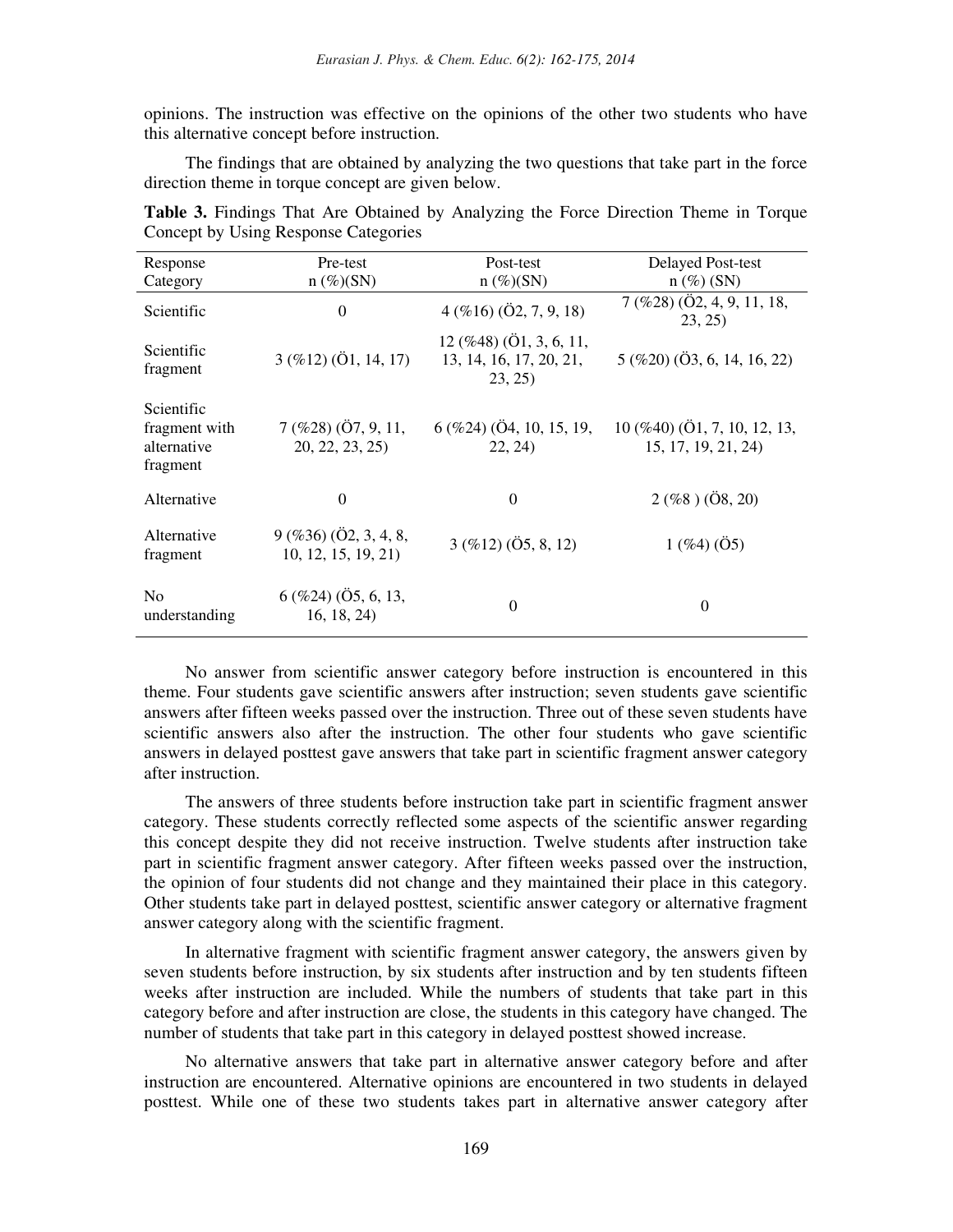opinions. The instruction was effective on the opinions of the other two students who have this alternative concept before instruction.

The findings that are obtained by analyzing the two questions that take part in the force direction theme in torque concept are given below.

**Table 3.** Findings That Are Obtained by Analyzing the Force Direction Theme in Torque Concept by Using Response Categories

| Response Category | Pre-test n (%)(SN) | Post-test n (%)(SN) | Delayed Post-test n (%) (SN) |
|---|---|---|---|
| Scientific | 0 | 4 (%16) (Ö2, 7, 9, 18) | 7 (%28) (Ö2, 4, 9, 11, 18, 23, 25) |
| Scientific fragment | 3 (%12) (Ö1, 14, 17) | 12 (%48) (Ö1, 3, 6, 11, 13, 14, 16, 17, 20, 21, 23, 25) | 5 (%20) (Ö3, 6, 14, 16, 22) |
| Scientific fragment with alternative fragment | 7 (%28) (Ö7, 9, 11, 20, 22, 23, 25) | 6 (%24) (Ö4, 10, 15, 19, 22, 24) | 10 (%40) (Ö1, 7, 10, 12, 13, 15, 17, 19, 21, 24) |
| Alternative | 0 | 0 | 2 (%8 ) (Ö8, 20) |
| Alternative fragment | 9 (%36) (Ö2, 3, 4, 8, 10, 12, 15, 19, 21) | 3 (%12) (Ö5, 8, 12) | 1 (%4) (Ö5) |
| No understanding | 6 (%24) (Ö5, 6, 13, 16, 18, 24) | 0 | 0 |

No answer from scientific answer category before instruction is encountered in this theme. Four students gave scientific answers after instruction; seven students gave scientific answers after fifteen weeks passed over the instruction. Three out of these seven students have scientific answers also after the instruction. The other four students who gave scientific answers in delayed posttest gave answers that take part in scientific fragment answer category after instruction.

The answers of three students before instruction take part in scientific fragment answer category. These students correctly reflected some aspects of the scientific answer regarding this concept despite they did not receive instruction. Twelve students after instruction take part in scientific fragment answer category. After fifteen weeks passed over the instruction, the opinion of four students did not change and they maintained their place in this category. Other students take part in delayed posttest, scientific answer category or alternative fragment answer category along with the scientific fragment.

In alternative fragment with scientific fragment answer category, the answers given by seven students before instruction, by six students after instruction and by ten students fifteen weeks after instruction are included. While the numbers of students that take part in this category before and after instruction are close, the students in this category have changed. The number of students that take part in this category in delayed posttest showed increase.

No alternative answers that take part in alternative answer category before and after instruction are encountered. Alternative opinions are encountered in two students in delayed posttest. While one of these two students takes part in alternative answer category after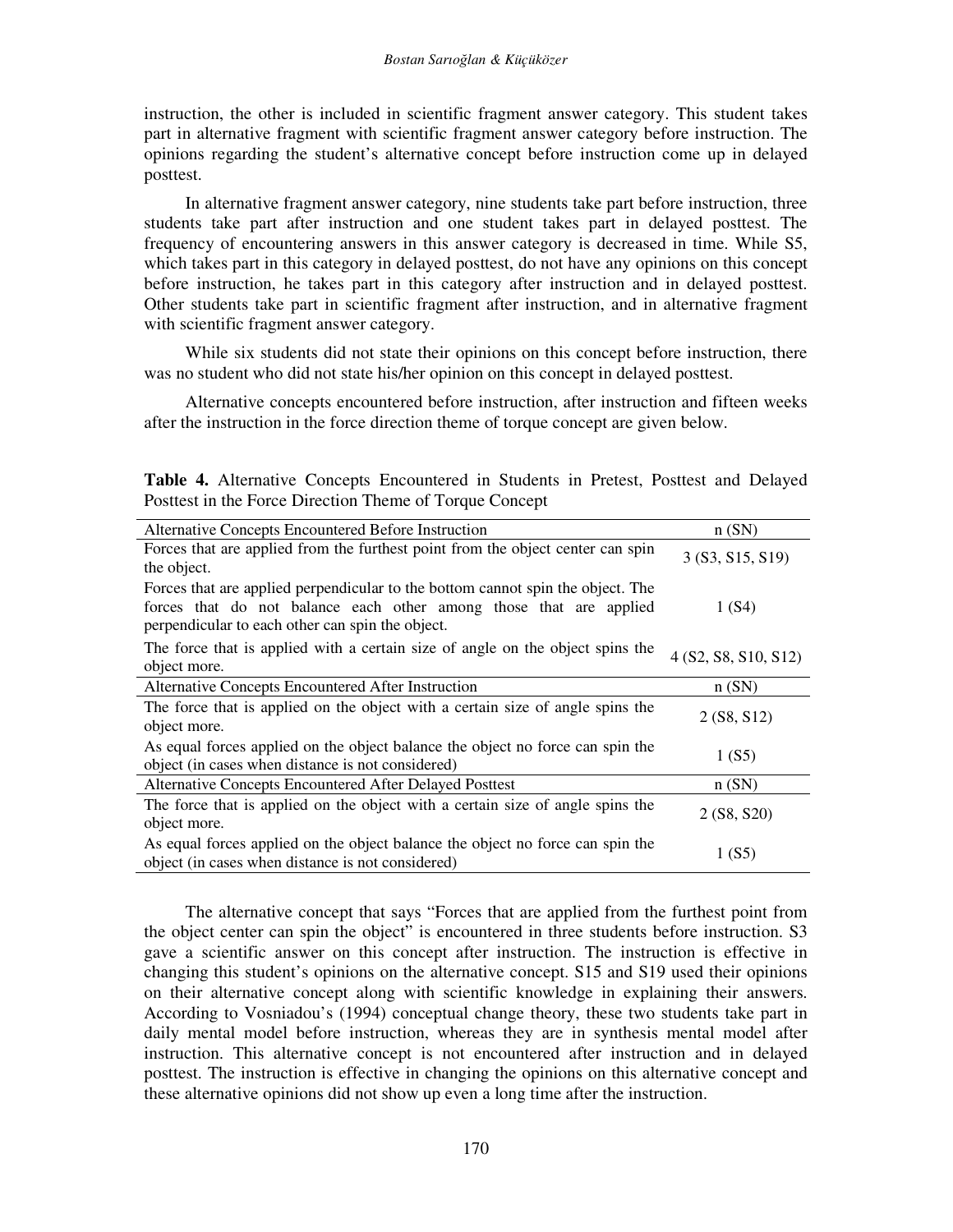instruction, the other is included in scientific fragment answer category. This student takes part in alternative fragment with scientific fragment answer category before instruction. The opinions regarding the student's alternative concept before instruction come up in delayed posttest.

In alternative fragment answer category, nine students take part before instruction, three students take part after instruction and one student takes part in delayed posttest. The frequency of encountering answers in this answer category is decreased in time. While S5, which takes part in this category in delayed posttest, do not have any opinions on this concept before instruction, he takes part in this category after instruction and in delayed posttest. Other students take part in scientific fragment after instruction, and in alternative fragment with scientific fragment answer category.

While six students did not state their opinions on this concept before instruction, there was no student who did not state his/her opinion on this concept in delayed posttest.

Alternative concepts encountered before instruction, after instruction and fifteen weeks after the instruction in the force direction theme of torque concept are given below.

**Table 4.** Alternative Concepts Encountered in Students in Pretest, Posttest and Delayed Posttest in the Force Direction Theme of Torque Concept

| Alternative Concepts Encountered Before Instruction | n (SN) |
|---|---|
| Forces that are applied from the furthest point from the object center can spin the object. | 3 (S3, S15, S19) |
| Forces that are applied perpendicular to the bottom cannot spin the object. The forces that do not balance each other among those that are applied perpendicular to each other can spin the object. | 1 (S4) |
| The force that is applied with a certain size of angle on the object spins the object more. | 4 (S2, S8, S10, S12) |
| **Alternative Concepts Encountered After Instruction** | **n (SN)** |
| The force that is applied on the object with a certain size of angle spins the object more. | 2 (S8, S12) |
| As equal forces applied on the object balance the object no force can spin the object (in cases when distance is not considered) | 1 (S5) |
| **Alternative Concepts Encountered After Delayed Posttest** | **n (SN)** |
| The force that is applied on the object with a certain size of angle spins the object more. | 2 (S8, S20) |
| As equal forces applied on the object balance the object no force can spin the object (in cases when distance is not considered) | 1 (S5) |

The alternative concept that says "Forces that are applied from the furthest point from the object center can spin the object" is encountered in three students before instruction. S3 gave a scientific answer on this concept after instruction. The instruction is effective in changing this student's opinions on the alternative concept. S15 and S19 used their opinions on their alternative concept along with scientific knowledge in explaining their answers. According to Vosniadou's (1994) conceptual change theory, these two students take part in daily mental model before instruction, whereas they are in synthesis mental model after instruction. This alternative concept is not encountered after instruction and in delayed posttest. The instruction is effective in changing the opinions on this alternative concept and these alternative opinions did not show up even a long time after the instruction.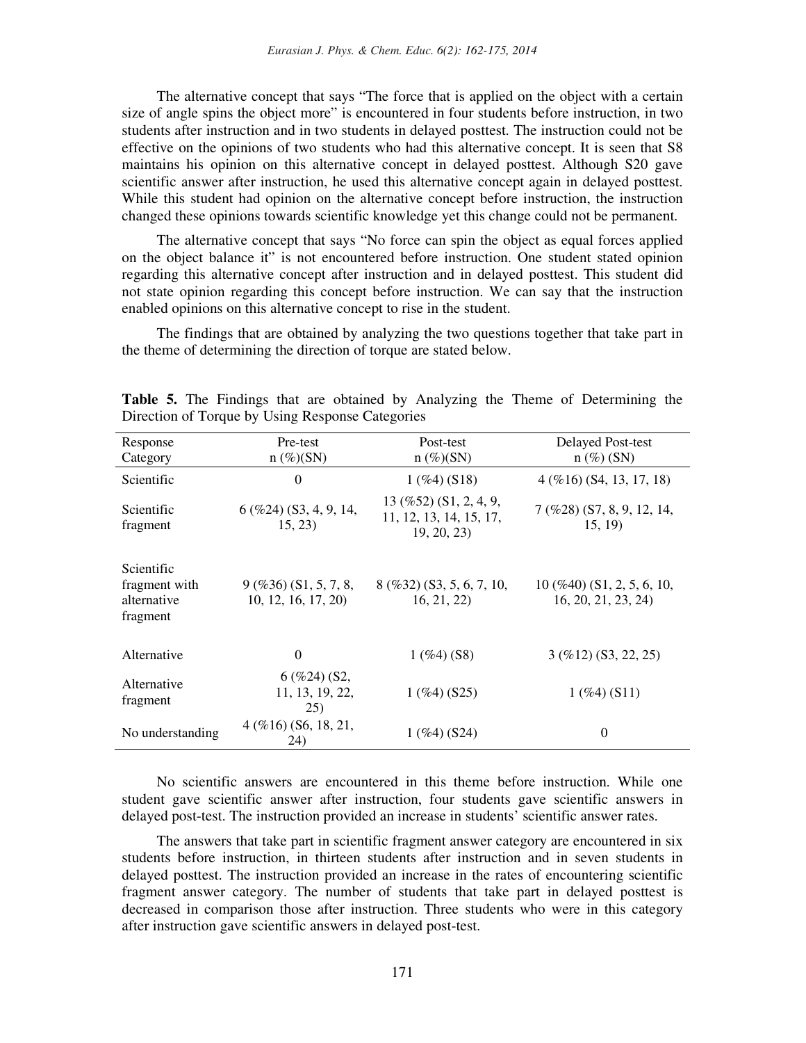The alternative concept that says "The force that is applied on the object with a certain size of angle spins the object more" is encountered in four students before instruction, in two students after instruction and in two students in delayed posttest. The instruction could not be effective on the opinions of two students who had this alternative concept. It is seen that S8 maintains his opinion on this alternative concept in delayed posttest. Although S20 gave scientific answer after instruction, he used this alternative concept again in delayed posttest. While this student had opinion on the alternative concept before instruction, the instruction changed these opinions towards scientific knowledge yet this change could not be permanent.

The alternative concept that says "No force can spin the object as equal forces applied on the object balance it" is not encountered before instruction. One student stated opinion regarding this alternative concept after instruction and in delayed posttest. This student did not state opinion regarding this concept before instruction. We can say that the instruction enabled opinions on this alternative concept to rise in the student.

The findings that are obtained by analyzing the two questions together that take part in the theme of determining the direction of torque are stated below.

**Table 5.** The Findings that are obtained by Analyzing the Theme of Determining the Direction of Torque by Using Response Categories

| Response Category | Pre-test n (%)(SN) | Post-test n (%)(SN) | Delayed Post-test n (%) (SN) |
|---|---|---|---|
| Scientific | 0 | 1 (%4) (S18) | 4 (%16) (S4, 13, 17, 18) |
| Scientific fragment | 6 (%24) (S3, 4, 9, 14, 15, 23) | 13 (%52) (S1, 2, 4, 9, 11, 12, 13, 14, 15, 17, 19, 20, 23) | 7 (%28) (S7, 8, 9, 12, 14, 15, 19) |
| Scientific fragment with alternative fragment | 9 (%36) (S1, 5, 7, 8, 10, 12, 16, 17, 20) | 8 (%32) (S3, 5, 6, 7, 10, 16, 21, 22) | 10 (%40) (S1, 2, 5, 6, 10, 16, 20, 21, 23, 24) |
| Alternative | 0 | 1 (%4) (S8) | 3 (%12) (S3, 22, 25) |
| Alternative fragment | 6 (%24) (S2, 11, 13, 19, 22, 25) | 1 (%4) (S25) | 1 (%4) (S11) |
| No understanding | 4 (%16) (S6, 18, 21, 24) | 1 (%4) (S24) | 0 |

No scientific answers are encountered in this theme before instruction. While one student gave scientific answer after instruction, four students gave scientific answers in delayed post-test. The instruction provided an increase in students' scientific answer rates.

The answers that take part in scientific fragment answer category are encountered in six students before instruction, in thirteen students after instruction and in seven students in delayed posttest. The instruction provided an increase in the rates of encountering scientific fragment answer category. The number of students that take part in delayed posttest is decreased in comparison those after instruction. Three students who were in this category after instruction gave scientific answers in delayed post-test.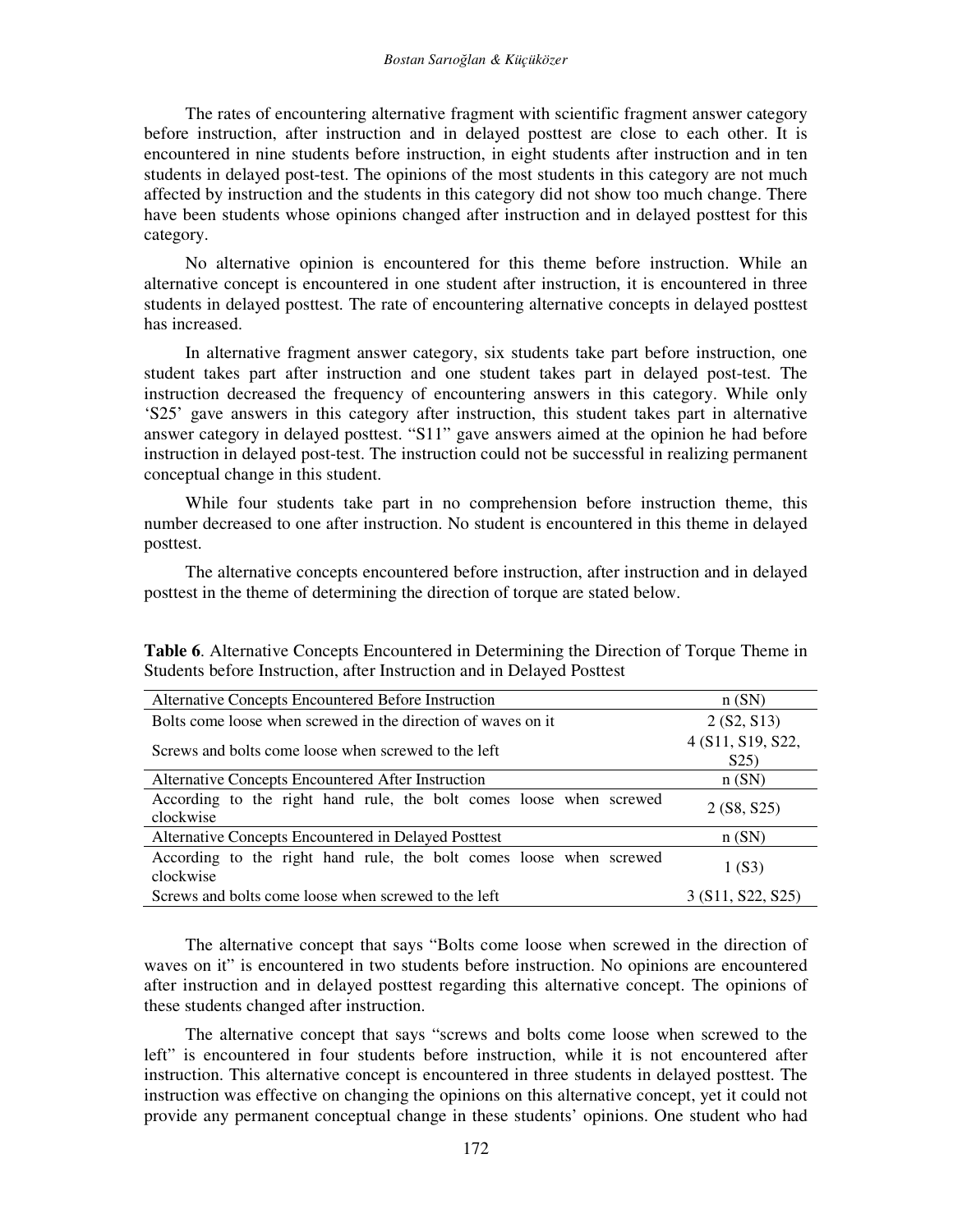The rates of encountering alternative fragment with scientific fragment answer category before instruction, after instruction and in delayed posttest are close to each other. It is encountered in nine students before instruction, in eight students after instruction and in ten students in delayed post-test. The opinions of the most students in this category are not much affected by instruction and the students in this category did not show too much change. There have been students whose opinions changed after instruction and in delayed posttest for this category.

No alternative opinion is encountered for this theme before instruction. While an alternative concept is encountered in one student after instruction, it is encountered in three students in delayed posttest. The rate of encountering alternative concepts in delayed posttest has increased.

In alternative fragment answer category, six students take part before instruction, one student takes part after instruction and one student takes part in delayed post-test. The instruction decreased the frequency of encountering answers in this category. While only 'S25' gave answers in this category after instruction, this student takes part in alternative answer category in delayed posttest. "S11" gave answers aimed at the opinion he had before instruction in delayed post-test. The instruction could not be successful in realizing permanent conceptual change in this student.

While four students take part in no comprehension before instruction theme, this number decreased to one after instruction. No student is encountered in this theme in delayed posttest.

The alternative concepts encountered before instruction, after instruction and in delayed posttest in the theme of determining the direction of torque are stated below.

**Table 6**. Alternative Concepts Encountered in Determining the Direction of Torque Theme in Students before Instruction, after Instruction and in Delayed Posttest

| Alternative Concepts Encountered Before Instruction | n (SN) |
|---|---|
| Bolts come loose when screwed in the direction of waves on it | 2 (S2, S13) |
| Screws and bolts come loose when screwed to the left | 4 (S11, S19, S22, S25) |
| **Alternative Concepts Encountered After Instruction** | **n (SN)** |
| According to the right hand rule, the bolt comes loose when screwed clockwise | 2 (S8, S25) |
| **Alternative Concepts Encountered in Delayed Posttest** | **n (SN)** |
| According to the right hand rule, the bolt comes loose when screwed clockwise | 1 (S3) |
| Screws and bolts come loose when screwed to the left | 3 (S11, S22, S25) |

The alternative concept that says "Bolts come loose when screwed in the direction of waves on it" is encountered in two students before instruction. No opinions are encountered after instruction and in delayed posttest regarding this alternative concept. The opinions of these students changed after instruction.

The alternative concept that says "screws and bolts come loose when screwed to the left" is encountered in four students before instruction, while it is not encountered after instruction. This alternative concept is encountered in three students in delayed posttest. The instruction was effective on changing the opinions on this alternative concept, yet it could not provide any permanent conceptual change in these students' opinions. One student who had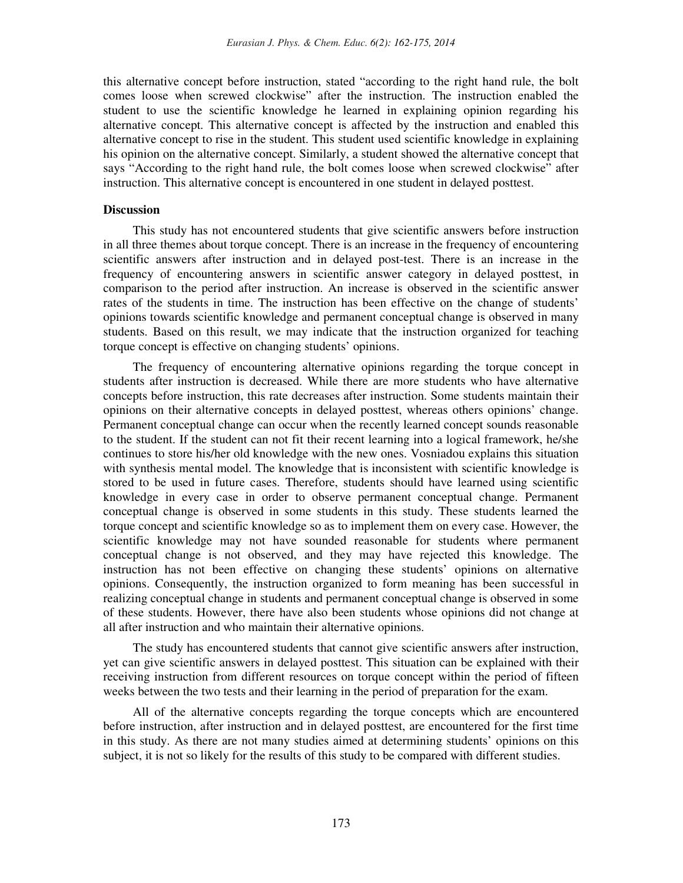this alternative concept before instruction, stated "according to the right hand rule, the bolt comes loose when screwed clockwise" after the instruction. The instruction enabled the student to use the scientific knowledge he learned in explaining opinion regarding his alternative concept. This alternative concept is affected by the instruction and enabled this alternative concept to rise in the student. This student used scientific knowledge in explaining his opinion on the alternative concept. Similarly, a student showed the alternative concept that says "According to the right hand rule, the bolt comes loose when screwed clockwise" after instruction. This alternative concept is encountered in one student in delayed posttest.

**Discussion**

This study has not encountered students that give scientific answers before instruction in all three themes about torque concept. There is an increase in the frequency of encountering scientific answers after instruction and in delayed post-test. There is an increase in the frequency of encountering answers in scientific answer category in delayed posttest, in comparison to the period after instruction. An increase is observed in the scientific answer rates of the students in time. The instruction has been effective on the change of students' opinions towards scientific knowledge and permanent conceptual change is observed in many students. Based on this result, we may indicate that the instruction organized for teaching torque concept is effective on changing students' opinions.

The frequency of encountering alternative opinions regarding the torque concept in students after instruction is decreased. While there are more students who have alternative concepts before instruction, this rate decreases after instruction. Some students maintain their opinions on their alternative concepts in delayed posttest, whereas others opinions' change. Permanent conceptual change can occur when the recently learned concept sounds reasonable to the student. If the student can not fit their recent learning into a logical framework, he/she continues to store his/her old knowledge with the new ones. Vosniadou explains this situation with synthesis mental model. The knowledge that is inconsistent with scientific knowledge is stored to be used in future cases. Therefore, students should have learned using scientific knowledge in every case in order to observe permanent conceptual change. Permanent conceptual change is observed in some students in this study. These students learned the torque concept and scientific knowledge so as to implement them on every case. However, the scientific knowledge may not have sounded reasonable for students where permanent conceptual change is not observed, and they may have rejected this knowledge. The instruction has not been effective on changing these students' opinions on alternative opinions. Consequently, the instruction organized to form meaning has been successful in realizing conceptual change in students and permanent conceptual change is observed in some of these students. However, there have also been students whose opinions did not change at all after instruction and who maintain their alternative opinions.

The study has encountered students that cannot give scientific answers after instruction, yet can give scientific answers in delayed posttest. This situation can be explained with their receiving instruction from different resources on torque concept within the period of fifteen weeks between the two tests and their learning in the period of preparation for the exam.

All of the alternative concepts regarding the torque concepts which are encountered before instruction, after instruction and in delayed posttest, are encountered for the first time in this study. As there are not many studies aimed at determining students' opinions on this subject, it is not so likely for the results of this study to be compared with different studies.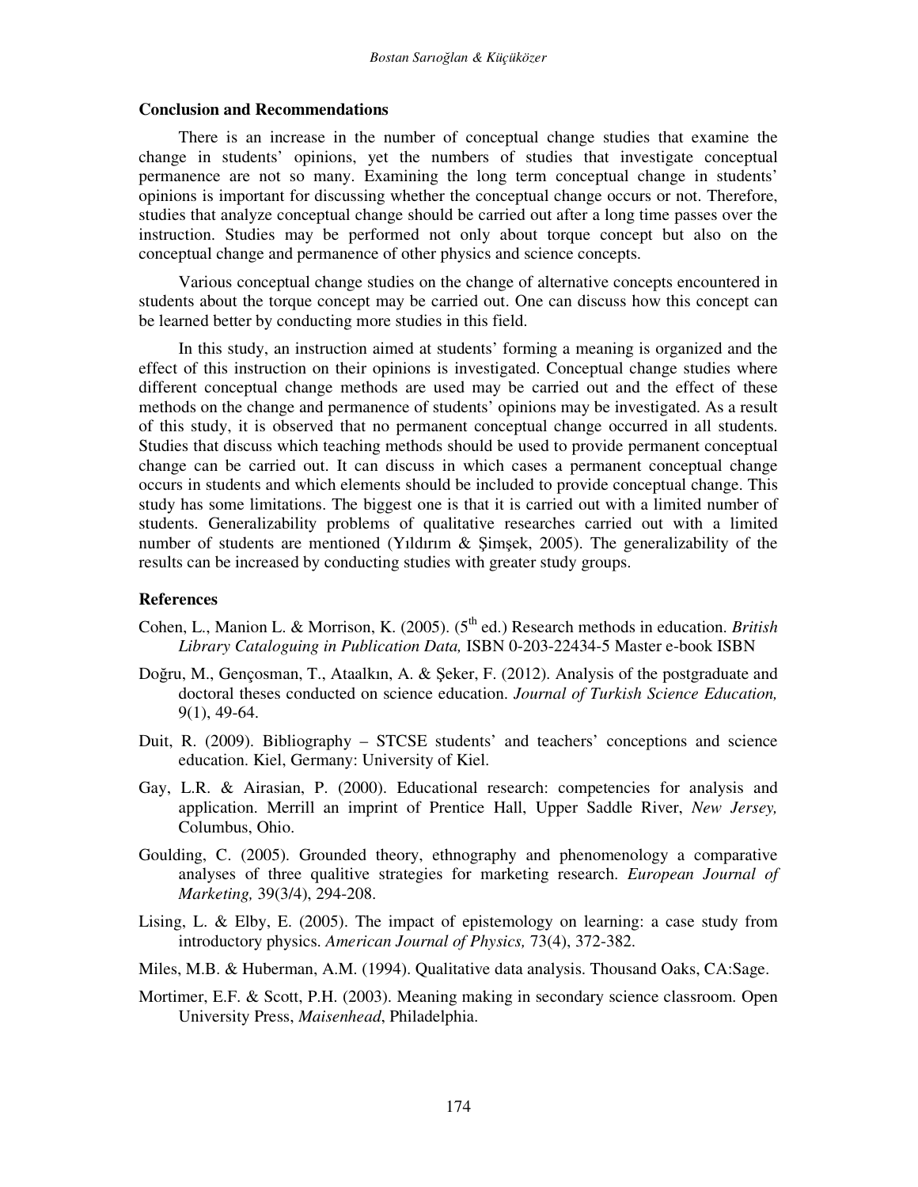### Conclusion and Recommendations

There is an increase in the number of conceptual change studies that examine the change in students' opinions, yet the numbers of studies that investigate conceptual permanence are not so many. Examining the long term conceptual change in students' opinions is important for discussing whether the conceptual change occurs or not. Therefore, studies that analyze conceptual change should be carried out after a long time passes over the instruction. Studies may be performed not only about torque concept but also on the conceptual change and permanence of other physics and science concepts.

Various conceptual change studies on the change of alternative concepts encountered in students about the torque concept may be carried out. One can discuss how this concept can be learned better by conducting more studies in this field.

In this study, an instruction aimed at students' forming a meaning is organized and the effect of this instruction on their opinions is investigated. Conceptual change studies where different conceptual change methods are used may be carried out and the effect of these methods on the change and permanence of students' opinions may be investigated. As a result of this study, it is observed that no permanent conceptual change occurred in all students. Studies that discuss which teaching methods should be used to provide permanent conceptual change can be carried out. It can discuss in which cases a permanent conceptual change occurs in students and which elements should be included to provide conceptual change. This study has some limitations. The biggest one is that it is carried out with a limited number of students. Generalizability problems of qualitative researches carried out with a limited number of students are mentioned (Yıldırım & Şimşek, 2005). The generalizability of the results can be increased by conducting studies with greater study groups.

### References

Cohen, L., Manion L. & Morrison, K. (2005). (5th ed.) Research methods in education. *British Library Cataloguing in Publication Data,* ISBN 0-203-22434-5 Master e-book ISBN

Doğru, M., Gençosman, T., Ataalkın, A. & Şeker, F. (2012). Analysis of the postgraduate and doctoral theses conducted on science education. *Journal of Turkish Science Education,* 9(1), 49-64.

Duit, R. (2009). Bibliography – STCSE students' and teachers' conceptions and science education. Kiel, Germany: University of Kiel.

Gay, L.R. & Airasian, P. (2000). Educational research: competencies for analysis and application. Merrill an imprint of Prentice Hall, Upper Saddle River, *New Jersey,* Columbus, Ohio.

Goulding, C. (2005). Grounded theory, ethnography and phenomenology a comparative analyses of three qualitive strategies for marketing research. *European Journal of Marketing,* 39(3/4), 294-208.

Lising, L. & Elby, E. (2005). The impact of epistemology on learning: a case study from introductory physics. *American Journal of Physics,* 73(4), 372-382.

Miles, M.B. & Huberman, A.M. (1994). Qualitative data analysis. Thousand Oaks, CA:Sage.

Mortimer, E.F. & Scott, P.H. (2003). Meaning making in secondary science classroom. Open University Press, *Maisenhead*, Philadelphia.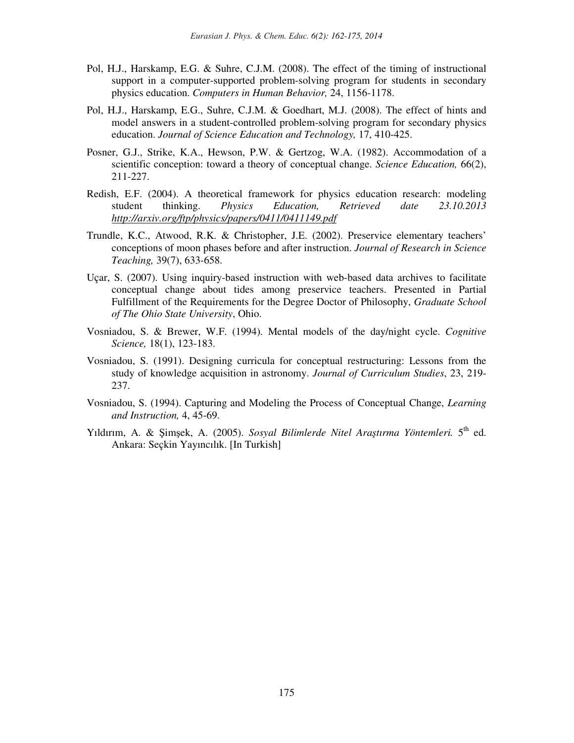Pol, H.J., Harskamp, E.G. & Suhre, C.J.M. (2008). The effect of the timing of instructional support in a computer-supported problem-solving program for students in secondary physics education. *Computers in Human Behavior,* 24, 1156-1178.

Pol, H.J., Harskamp, E.G., Suhre, C.J.M. & Goedhart, M.J. (2008). The effect of hints and model answers in a student-controlled problem-solving program for secondary physics education. *Journal of Science Education and Technology,* 17, 410-425.

Posner, G.J., Strike, K.A., Hewson, P.W. & Gertzog, W.A. (1982). Accommodation of a scientific conception: toward a theory of conceptual change. *Science Education,* 66(2), 211-227.

Redish, E.F. (2004). A theoretical framework for physics education research: modeling student thinking. *Physics Education, Retrieved date 23.10.2013 http://arxiv.org/ftp/physics/papers/0411/0411149.pdf*

Trundle, K.C., Atwood, R.K. & Christopher, J.E. (2002). Preservice elementary teachers' conceptions of moon phases before and after instruction. *Journal of Research in Science Teaching,* 39(7), 633-658.

Uçar, S. (2007). Using inquiry-based instruction with web-based data archives to facilitate conceptual change about tides among preservice teachers. Presented in Partial Fulfillment of the Requirements for the Degree Doctor of Philosophy, *Graduate School of The Ohio State University*, Ohio.

Vosniadou, S. & Brewer, W.F. (1994). Mental models of the day/night cycle. *Cognitive Science,* 18(1), 123-183.

Vosniadou, S. (1991). Designing curricula for conceptual restructuring: Lessons from the study of knowledge acquisition in astronomy. *Journal of Curriculum Studies*, 23, 219-237.

Vosniadou, S. (1994). Capturing and Modeling the Process of Conceptual Change, *Learning and Instruction,* 4, 45-69.

Yıldırım, A. & Şimşek, A. (2005). *Sosyal Bilimlerde Nitel Araştırma Yöntemleri.* 5th ed. Ankara: Seçkin Yayıncılık. [In Turkish]